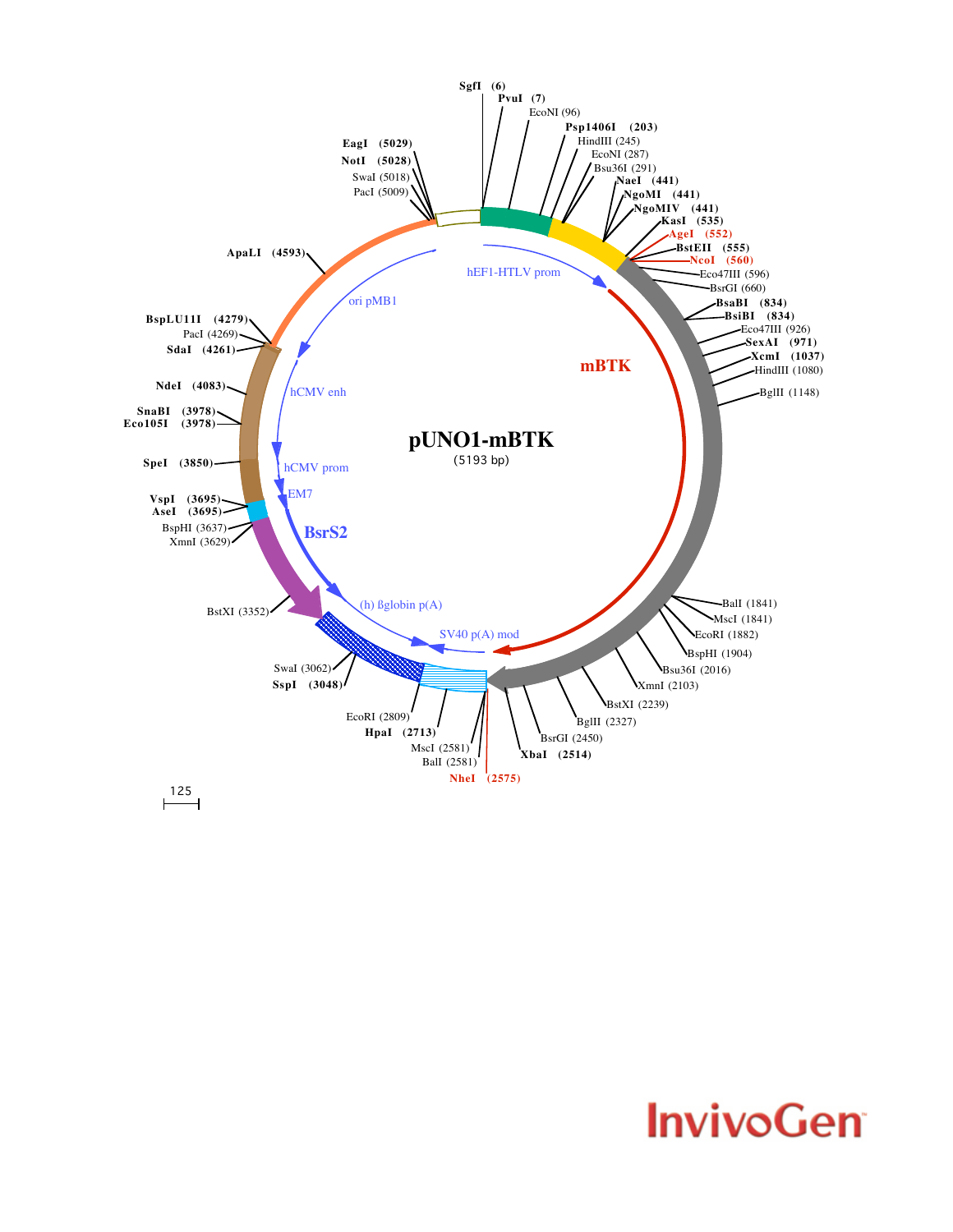# pUNO1-mBTK

(5193 bp)

SgfI (6)
PvuI (7)
EcoNI (96)
Psp1406I (203)
HindIII (245)
EcoNI (287)
Bsu36I (291)
NaeI (441)
NgoMI (441)
NgoMIV (441)
KasI (535)
AgeI (552)
BstEII (555)
NcoI (560)
Eco47III (596)
BsrGI (660)
BsaBI (834)
BsiBI (834)
Eco47III (926)
SexAI (971)
XcmI (1037)
HindIII (1080)
BglII (1148)
BalI (1841)
MscI (1841)
EcoRI (1882)
BspHI (1904)
Bsu36I (2016)
XmnI (2103)
BstXI (2239)
BglII (2327)
BsrGI (2450)
XbaI (2514)
NheI (2575)
BalI (2581)
MscI (2581)
HpaI (2713)
EcoRI (2809)
SspI (3048)
SwaI (3062)
BstXI (3352)
XmnI (3629)
BspHI (3637)
AseI (3695)
VspI (3695)
SpeI (3850)
Eco105I (3978)
SnaBI (3978)
NdeI (4083)
SdaI (4261)
PacI (4269)
BspLU11I (4279)
ApaLI (4593)
PacI (5009)
SwaI (5018)
NotI (5028)
EagI (5029)

hEF1-HTLV prom
mBTK
SV40 p(A) mod
(h) ßglobin p(A)
BsrS2
EM7
hCMV prom
hCMV enh
ori pMB1

125

InvivoGen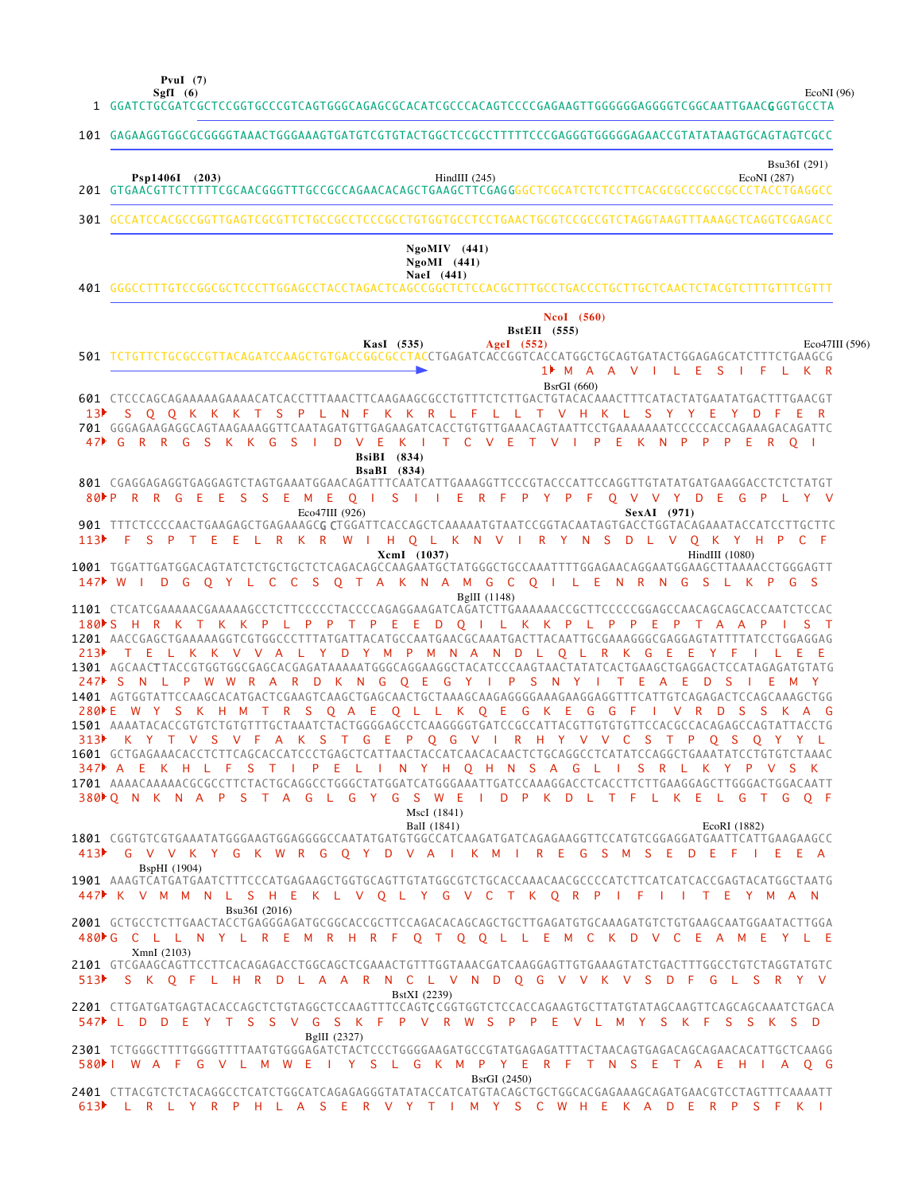```
                PvuI  (7)
               SgfI  (6)                                                                                          EcoNI (96)
   1  GGATCTGCGATCGCTCCGGTGCCCGTCAGTGGGCAGAGCGCACATCGCCCACAGTCCCCGAGAAGTTGGGGGGAGGGGTCGGCAATTGAACGGGTGCCTA

 101  GAGAAGGTGGCGCGGGGTAAACTGGGAAAGTGATGTCGTGTACTGGCTCCGCCTTTTTCCCGAGGGTGGGGGAGAACCGTATATAAGTGCAGTAGTCGCC

                                                                                                         Bsu36I (291)
        Psp1406I  (203)                                    HindIII (245)                                EcoNI (287)
 201  GTGAACGTTCTTTTTCGCAACGGGTTTGCCGCCAGAACACAGCTGAAGCTTCGAGGGGCTCGCATCTCTCCTTCACGCGCCCGCCGCCCTACCTGAGGCC

 301  GCCATCCACGCCGGTTGAGTCGCGTTCTGCCGCCTCCCGCCTGTGGTGCCTCCTGAACTGCGTCCGCCGTCTAGGTAAGTTTAAAGCTCAGGTCGAGACC

                                                    NgoMIV  (441)
                                                    NgoMI  (441)
                                                    NaeI  (441)
 401  GGGCCTTTGTCCGGCGCTCCCTTGGAGCCTACCTAGACTCAGCCGGCTCTCCACGCTTTGCCTGACCCTGCTTGCTCAACTCTACGTCTTTGTTTCGTTT

                                                                        NcoI  (560)
                                                                   BstEII  (555)
                                              KasI  (535)       AgeI  (552)                              Eco47III (596)
 501  TCTGTTCTGCGCCGTTACAGATCCAAGCTGTGACCGGCGCCTACCTGAGATCACCGGTCACCATGGCTGCAGTGATACTGGAGAGCATCTTTCTGAAGCG
                                                                      1  M  A  A  V  I  L  E  S  I  F  L  K  R
                                                                        BsrGI (660)
 601  CTCCCAGCAGAAAAAGAAAACATCACCTTTAAACTTCAAGAAGCGCCTGTTTCTCTTGACTGTACACAAACTTTCATACTATGAATATGACTTTGAACGT
  13    S  Q  Q  K  K  K  T  S  P  L  N  F  K  K  R  L  F  L  L  T  V  H  K  L  S  Y  Y  E  Y  D  F  E  R
 701  GGGAGAAGAGGCAGTAAGAAAGGTTCAATAGATGTTGAGAAGATCACCTGTGTTGAAACAGTAATTCCTGAAAAAAATCCCCCACCAGAAAGACAGATTC
  47  G  R  R  G  S  K  K  G  S  I  D  V  E  K  I  T  C  V  E  T  V  I  P  E  K  N  P  P  P  E  R  Q  I
                                              BsiBI  (834)
                                              BsaBI  (834)
 801  CGAGGAGAGGTGAGGAGTCTAGTGAAATGGAACAGATTTCAATCATTGAAAGGTTCCCGTACCCATTCCAGGTTGTATATGATGAAGGACCTCTCTATGT
  80  P  R  R  G  E  E  S  S  E  M  E  Q  I  S  I  I  E  R  F  P  Y  P  F  Q  V  V  Y  D  E  G  P  L  Y  V
                              Eco47III (926)                                   SexAI  (971)
 901  TTTCTCCCCAACTGAAGAGCTGAGAAAGCGCTGGATTCACCAGCTCAAAAATGTAATCCGGTACAATAGTGACCTGGTACAGAAATACCATCCTTGCTTC
 113    F  S  P  T  E  E  L  R  K  R  W  I  H  Q  L  K  N  V  I  R  Y  N  S  D  L  V  Q  K  Y  H  P  C  F
                                              XcmI  (1037)                                      HindIII (1080)
1001  TGGATTGATGGACAGTATCTCTGCTGCTCTCAGACAGCCAAGAATGCTATGGGCTGCCAAATTTTGGAGAACAGGAATGGAAGCTTAAAACCTGGGAGTT
 147  W  I  D  G  Q  Y  L  C  C  S  Q  T  A  K  N  A  M  G  C  Q  I  L  E  N  R  N  G  S  L  K  P  G  S
                                                      BglII (1148)
1101  CTCATCGAAAAACGAAAAAGCCTCTTCCCCCTACCCCAGAGGAAGATCAGATCTTGAAAAAACCGCTTCCCCCGGAGCCAACAGCAGCACCAATCTCCAC
 180  S  H  R  K  T  K  K  P  L  P  P  T  P  E  E  D  Q  I  L  K  K  P  L  P  P  E  P  T  A  A  P  I  S  T
1201  AACCGAGCTGAAAAAGGTCGTGGCCCTTTATGATTACATGCCAATGAACGCAAATGACTTACAATTGCGAAAGGGCGAGGAGTATTTTATCCTGGAGGAG
 213    T  E  L  K  K  V  V  A  L  Y  D  Y  M  P  M  N  A  N  D  L  Q  L  R  K  G  E  E  Y  F  I  L  E  E
1301  AGCAACTTACCGTGGTGGCGAGCACGAGATAAAAATGGGCAGGAAGGCTACATCCCAAGTAACTATATCACTGAAGCTGAGGACTCCATAGAGATGTATG
 247    S  N  L  P  W  W  R  A  R  D  K  N  G  Q  E  G  Y  I  P  S  N  Y  I  T  E  A  E  D  S  I  E  M  Y
1401  AGTGGTATTCCAAGCACATGACTCGAAGTCAAGCTGAGCAACTGCTAAAGCAAGAGGGGAAAGAAGGAGGTTTCATTGTCAGAGACTCCAGCAAAGCTGG
 280  E  W  Y  S  K  H  M  T  R  S  Q  A  E  Q  L  L  K  Q  E  G  K  E  G  G  F  I  V  R  D  S  S  K  A  G
1501  AAAATACACCGTGTCTGTGTTTGCTAAATCTACTGGGGAGCCTCAAGGGGTGATCCGCCATTACGTTGTGTGTTCCACGCCACAGAGCCAGTATTACCTG
 313    K  Y  T  V  S  V  F  A  K  S  T  G  E  P  Q  G  V  I  R  H  Y  V  V  C  S  T  P  Q  S  Q  Y  Y  L
1601  GCTGAGAAACACCTCTTCAGCACCATCCCTGAGCTCATTAACTACCATCAACACAACTCTGCAGGCCTCATATCCAGGCTGAAATATCCTGTGTCTAAAC
 347  A  E  K  H  L  F  S  T  I  P  E  L  I  N  Y  H  Q  H  N  S  A  G  L  I  S  R  L  K  Y  P  V  S  K
1701  AAAACAAAAACGCGCCTTCTACTGCAGGCCTGGGCTATGGATCATGGGAAATTGATCCAAAGGACCTCACCTTCTTGAAGGAGCTTGGGACTGGACAATT
 380  Q  N  K  N  A  P  S  T  A  G  L  G  Y  G  S  W  E  I  D  P  K  D  L  T  F  L  K  E  L  G  T  G  Q  F
                                                      MscI (1841)
                                                      BalI (1841)                              EcoRI (1882)
1801  CGGTGTCGTGAAATATGGGAAGTGGAGGGGCCAATATGATGTGGCCATCAAGATGATCAGAGAAGGTTCCATGTCGGAGGATGAATTCATTGAAGAAGCC
 413    G  V  V  K  Y  G  K  W  R  G  Q  Y  D  V  A  I  K  M  I  R  E  G  S  M  S  E  D  E  F  I  E  E  A
        BspHI (1904)
1901  AAAGTCATGATGAATCTTTCCCATGAGAAGCTGGTGCAGTTGTATGGCGTCTGCACCAAACAACGCCCCATCTTCATCATCACCGAGTACATGGCTAATG
 447  K  V  M  M  N  L  S  H  E  K  L  V  Q  L  Y  G  V  C  T  K  Q  R  P  I  F  I  I  T  E  Y  M  A  N
                              Bsu36I (2016)
2001  GCTGCCTCTTGAACTACCTGAGGGAGATGCGGCACCGCTTCCAGACACAGCAGCTGCTTGAGATGTGCAAAGATGTCTGTGAAGCAATGGAATACTTGGA
 480  G  C  L  L  N  Y  L  R  E  M  R  H  R  F  Q  T  Q  Q  L  L  E  M  C  K  D  V  C  E  A  M  E  Y  L  E
        XmnI (2103)
2101  GTCGAAGCAGTTCCTTCACAGAGACCTGGCAGCTCGAAACTGTTTGGTAAACGATCAAGGAGTTGTGAAAGTATCTGACTTTGGCCTGTCTAGGTATGTC
 513    S  K  Q  F  L  H  R  D  L  A  A  R  N  C  L  V  N  D  Q  G  V  V  K  V  S  D  F  G  L  S  R  Y  V
                                                      BstXI (2239)
2201  CTTGATGATGAGTACACCAGCTCTGTAGGCTCCAAGTTTCCAGTCCGGTGGTCTCCACCAGAAGTGCTTATGTATAGCAAGTTCAGCAGCAAATCTGACA
 547  L  D  D  E  Y  T  S  S  V  G  S  K  F  P  V  R  W  S  P  P  E  V  L  M  Y  S  K  F  S  S  K  S  D
                                      BglII (2327)
2301  TCTGGGCTTTTGGGGTTTTAATGTGGGAGATCTACTCCCTGGGGAAGATGCCGTATGAGAGATTTACTAACAGTGAGACAGCAGAACACATTGCTCAAGG
 580  I  W  A  F  G  V  L  M  W  E  I  Y  S  L  G  K  M  P  Y  E  R  F  T  N  S  E  T  A  E  H  I  A  Q  G
                                                                    BsrGI (2450)
2401  CTTACGTCTCTACAGGCCTCATCTGGCATCAGAGAGGGTATATACCATCATGTACAGCTGCTGGCACGAGAAAGCAGATGAACGTCCTAGTTTCAAAATT
 613    L  R  L  Y  R  P  H  L  A  S  E  R  V  Y  T  I  M  Y  S  C  W  H  E  K  A  D  E  R  P  S  F  K  I
```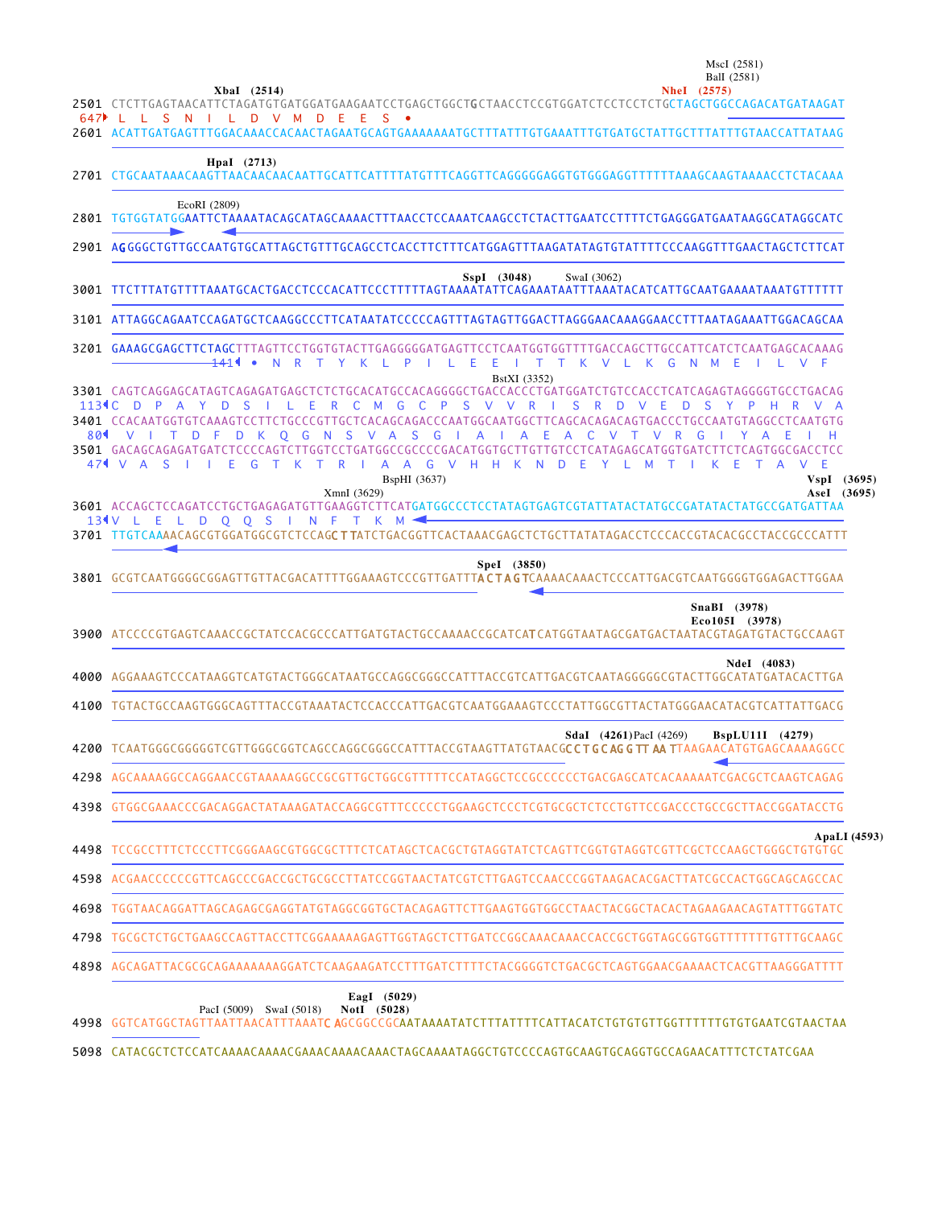```
                                                                                              MscI (2581)
                                                                                              BalI (2581)
                 XbaI  (2514)                                                          NheI  (2575)
2501 CTCTTGAGTAACATTCTAGATGTGATGGATGAAGAATCCTGAGCTGGCTGCTAACCTCCGTGGATCTCCTCCTCTGCTAGCTGGCCAGACATGATAAGAT
 647▶ L  L  S  N  I  L  D  V  M  D  E  E  S  •
2601 ACATTGATGAGTTTGGACAAACCACAACTAGAATGCAGTGAAAAAAATGCTTTATTTGTGAAATTTGTGATGCTATTGCTTTATTTGTAACCATTATAAG

                  HpaI  (2713)
2701 CTGCAATAAACAAGTTAACAACAACAATTGCATTCATTTTATGTTTCAGGTTCAGGGGGAGGTGTGGGAGGTTTTTTAAAGCAAGTAAAACCTCTACAAA

              EcoRI (2809)
2801 TGTGGTATGGAATTCTAAAATACAGCATAGCAAAACTTTAACCTCCAAATCAAGCCTCTACTTGAATCCTTTTCTGAGGGATGAATAAGGCATAGGCATC

2901 AGGGGCTGTTGCCAATGTGCATTAGCTGTTTGCAGCCTCACCTTCTTTCATGGAGTTTAAGATATAGTGTATTTTCCCAAGGTTTGAACTAGCTCTTCAT

                                                 SspI  (3048)        SwaI (3062)
3001 TTCTTTATGTTTTAAATGCACTGACCTCCCACATTCCCTTTTTAGTAAAATATTCAGAAATAATTTAAATACATCATTGCAATGAAAATAAATGTTTTTT

3101 ATTAGGCAGAATCCAGATGCTCAAGGCCCTTCATAATATCCCCCAGTTTAGTAGTTGGACTTAGGGAACAAAGGAACCTTTAATAGAAATTGGACAGCAA

3201 GAAAGCGAGCTTCTAGCTTTAGTTCCTGGTGTACTTGAGGGGGATGAGTTCCTCAATGGTGGTTTTGACCAGCTTGCCATTCATCTCAATGAGCACAAAG
                 141◀  •  N  R  T  Y  K  L  P  I  L  E  E  I  T  T  K  V  L  K  G  N  M  E  I  L  V  F
                                                                    BstXI (3352)
3301 CAGTCAGGAGCATAGTCAGAGATGAGCTCTCTGCACATGCCACAGGGGCTGACCACCCTGATGGATCTGTCCACCTCATCAGAGTAGGGGTGCCTGACAG
 113◀ C  D  P  A  Y  D  S  I  L  E  R  C  M  G  C  P  S  V  V  R  I  S  R  D  V  E  D  S  Y  P  H  R  V  A
3401 CCACAATGGTGTCAAAGTCCTTCTGCCCGTTGCTCACAGCAGACCCAATGGCAATGGCTTCAGCACAGACAGTGACCCTGCCAATGTAGGCCTCAATGTG
  80◀  V  I  T  D  F  D  K  Q  G  N  S  V  A  S  G  I  A  I  A  E  A  C  V  T  V  R  G  I  Y  A  E  I  H
3501 GACAGCAGAGATGATCTCCCCAGTCTTGGTCCTGATGGCCGCCCCGACATGGTGCTTGTTGTCCTCATAGAGCATGGTGATCTTCTCAGTGGCGACCTCC
  47◀  V  A  S  I  I  E  G  T  K  T  R  I  A  A  G  V  H  H  K  N  D  E  Y  L  M  T  I  K  E  T  A  V  E
                                                  BspHI (3637)                                    VspI  (3695)
                                     XmnI (3629)                                                  AseI  (3695)
3601 ACCAGCTCCAGATCCTGCTGAGAGATGTTGAAGGTCTTCATGATGGCCCTCCTATAGTGAGTCGTATTATACTATGCCGATATACTATGCCGATGATTAA
  13◀ V  L  E  L  D  Q  Q  S  I  N  F  T  K  M
3701 TTGTCAAAACAGCGTGGATGGCGTCTCCAGCTTATCTGACGGTTCACTAAACGAGCTCTGCTTATATAGACCTCCCACCGTACACGCCTACCGCCCATTT

                                                                  SpeI  (3850)
3801 GCGTCAATGGGGCGGAGTTGTTACGACATTTTGGAAAGTCCCGTTGATTTACTAGTCAAAACAAACTCCCATTGACGTCAATGGGGTGGAGACTTGGAA

                                                                                    SnaBI  (3978)
                                                                                    Eco105I  (3978)
3900 ATCCCCGTGAGTCAAACCGCTATCCACGCCCATTGATGTACTGCCAAAACCGCATCATCATGGTAATAGCGATGACTAATACGTAGATGTACTGCCAAGT

                                                                                            NdeI  (4083)
4000 AGGAAAGTCCCATAAGGTCATGTACTGGGCATAATGCCAGGCGGGCCATTTACCGTCATTGACGTCAATAGGGGGCGTACTTGGCATATGATACACTTGA

4100 TGTACTGCCAAGTGGGCAGTTTACCGTAAATACTCCACCCATTGACGTCAATGGAAAGTCCCTATTGGCGTTACTATGGGAACATACGTCATTATTGACG

                                                                     SdaI  (4261) PacI (4269)   BspLU11I  (4279)
4200 TCAATGGGCGGGGGTCGTTGGGCGGTCAGCCAGGCGGGCCATTTACCGTAAGTTATGTAACGCCTGCAGGTTAATTAAGAACATGTGAGCAAAAGGCC

4298 AGCAAAAGGCCAGGAACCGTAAAAAGGCCGCGTTGCTGGCGTTTTTCCATAGGCTCCGCCCCCCTGACGAGCATCACAAAAATCGACGCTCAAGTCAGAG

4398 GTGGCGAAACCCGACAGGACTATAAAGATACCAGGCGTTTCCCCCTGGAAGCTCCCTCGTGCGCTCTCCTGTTCCGACCCTGCCGCTTACCGGATACCTG

                                                                                                    ApaLI (4593)
4498 TCCGCCTTTCTCCCTTCGGGAAGCGTGGCGCTTTCTCATAGCTCACGCTGTAGGTATCTCAGTTCGGTGTAGGTCGTTCGCTCCAAGCTGGGCTGTGTGC

4598 ACGAACCCCCCGTTCAGCCCGACCGCTGCGCCTTATCCGGTAACTATCGTCTTGAGTCCAACCCGGTAAGACACGACTTATCGCCACTGGCAGCAGCCAC

4698 TGGTAACAGGATTAGCAGAGCGAGGTATGTAGGCGGTGCTACAGAGTTCTTGAAGTGGTGGCCTAACTACGGCTACACTAGAAGAACAGTATTTGGTATC

4798 TGCGCTCTGCTGAAGCCAGTTACCTTCGGAAAAAGAGTTGGTAGCTCTTGATCCGGCAAACAAACCACCGCTGGTAGCGGTGGTTTTTTTGTTTGCAAGC

4898 AGCAGATTACGCGCAGAAAAAAAGGATCTCAAGAAGATCCTTTGATCTTTTCTACGGGGTCTGACGCTCAGTGGAACGAAAACTCACGTTAAGGGATTTT

                                        EagI  (5029)
                      PacI (5009)  SwaI (5018)  NotI  (5028)
4998 GGTCATGGCTAGTTAATTAACATTTAAATCAGCGGCCGCAATAAAATATCTTTATTTTCATTACATCTGTGTGTTGGTTTTTTGTGTGAATCGTAACTAA

5098 CATACGCTCTCCATCAAAACAAAACGAAACAAAACAAACTAGCAAAATAGGCTGTCCCCAGTGCAAGTGCAGGTGCCAGAACATTTCTCTATCGAA
```